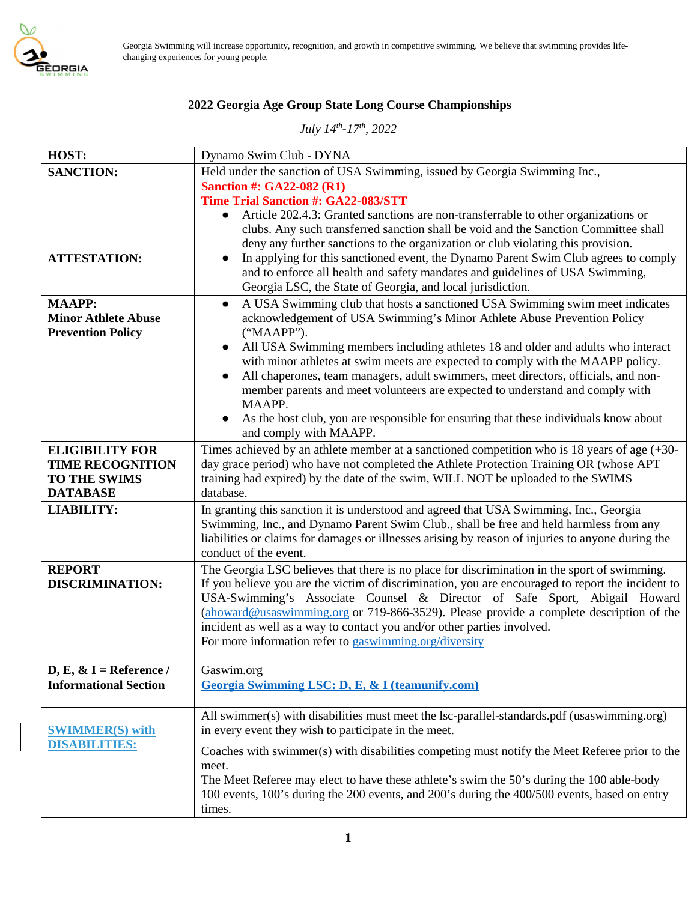Georgia Swimming will increase opportunity, recognition, and growth in competitive swimming. We believe that swimming provides life-changing experiences for young people.

## 2022 Georgia Age Group State Long Course Championships

*July 14th-17th, 2022*

| | |
|---|---|
| **HOST:** | Dynamo Swim Club - DYNA |
| **SANCTION:**<br><br><br><br><br>**ATTESTATION:** | Held under the sanction of USA Swimming, issued by Georgia Swimming Inc., **Sanction #: GA22-082 (R1)** **Time Trial Sanction #: GA22-083/STT**<br>● Article 202.4.3: Granted sanctions are non-transferrable to other organizations or clubs. Any such transferred sanction shall be void and the Sanction Committee shall deny any further sanctions to the organization or club violating this provision.<br>● In applying for this sanctioned event, the Dynamo Parent Swim Club agrees to comply and to enforce all health and safety mandates and guidelines of USA Swimming, Georgia LSC, the State of Georgia, and local jurisdiction. |
| **MAAPP: Minor Athlete Abuse Prevention Policy** | ● A USA Swimming club that hosts a sanctioned USA Swimming swim meet indicates acknowledgement of USA Swimming's Minor Athlete Abuse Prevention Policy ("MAAPP").<br>● All USA Swimming members including athletes 18 and older and adults who interact with minor athletes at swim meets are expected to comply with the MAAPP policy.<br>● All chaperones, team managers, adult swimmers, meet directors, officials, and non-member parents and meet volunteers are expected to understand and comply with MAAPP.<br>● As the host club, you are responsible for ensuring that these individuals know about and comply with MAAPP. |
| **ELIGIBILITY FOR TIME RECOGNITION TO THE SWIMS DATABASE** | Times achieved by an athlete member at a sanctioned competition who is 18 years of age (+30-day grace period) who have not completed the Athlete Protection Training OR (whose APT training had expired) by the date of the swim, WILL NOT be uploaded to the SWIMS database. |
| **LIABILITY:** | In granting this sanction it is understood and agreed that USA Swimming, Inc., Georgia Swimming, Inc., and Dynamo Parent Swim Club., shall be free and held harmless from any liabilities or claims for damages or illnesses arising by reason of injuries to anyone during the conduct of the event. |
| **REPORT DISCRIMINATION:**<br><br><br><br>**D, E, & I = Reference / Informational Section** | The Georgia LSC believes that there is no place for discrimination in the sport of swimming. If you believe you are the victim of discrimination, you are encouraged to report the incident to USA-Swimming's Associate Counsel & Director of Safe Sport, Abigail Howard (ahoward@usaswimming.org or 719-866-3529). Please provide a complete description of the incident as well as a way to contact you and/or other parties involved.<br>For more information refer to gaswimming.org/diversity<br><br>Gaswim.org<br>**Georgia Swimming LSC: D, E, & I (teamunify.com)** |
| **SWIMMER(S) with DISABILITIES:** | All swimmer(s) with disabilities must meet the lsc-parallel-standards.pdf (usaswimming.org) in every event they wish to participate in the meet.<br>Coaches with swimmer(s) with disabilities competing must notify the Meet Referee prior to the meet.<br>The Meet Referee may elect to have these athlete's swim the 50's during the 100 able-body 100 events, 100's during the 200 events, and 200's during the 400/500 events, based on entry times. |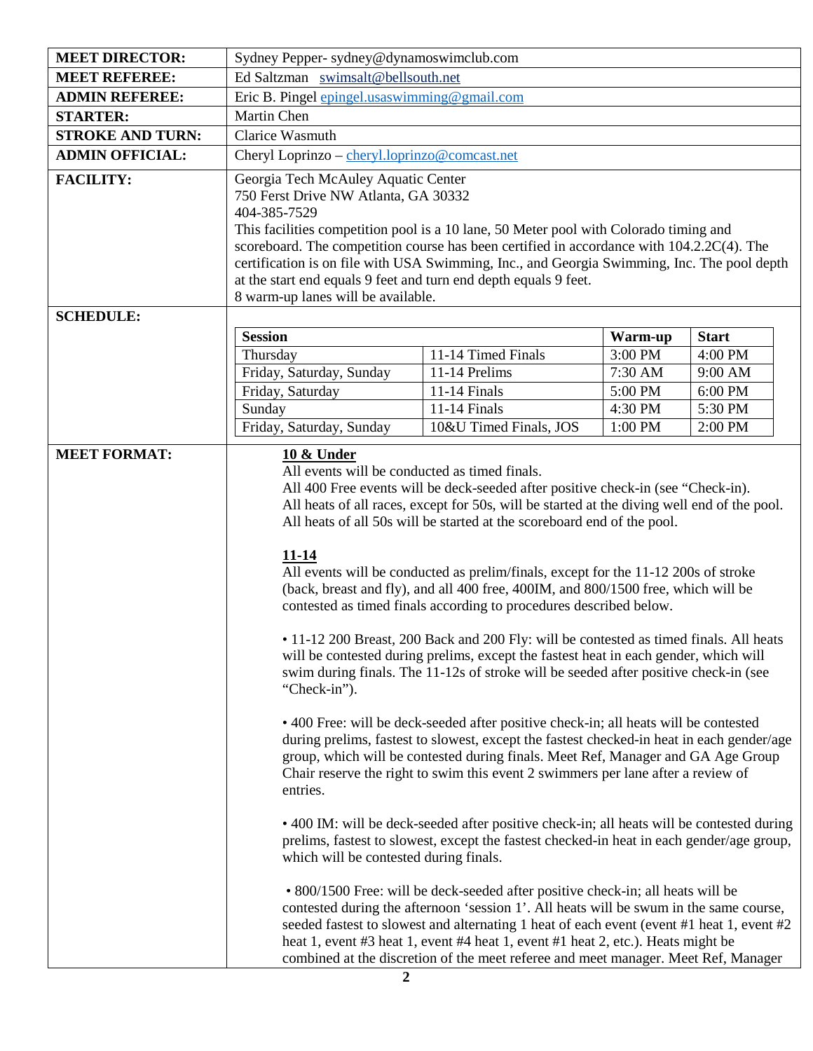| | |
|---|---|
| **MEET DIRECTOR:** | Sydney Pepper- sydney@dynamoswimclub.com |
| **MEET REFEREE:** | Ed Saltzman swimsalt@bellsouth.net |
| **ADMIN REFEREE:** | Eric B. Pingel epingel.usaswimming@gmail.com |
| **STARTER:** | Martin Chen |
| **STROKE AND TURN:** | Clarice Wasmuth |
| **ADMIN OFFICIAL:** | Cheryl Loprinzo – cheryl.loprinzo@comcast.net |
| **FACILITY:** | Georgia Tech McAuley Aquatic Center<br>750 Ferst Drive NW Atlanta, GA 30332<br>404-385-7529<br>This facilities competition pool is a 10 lane, 50 Meter pool with Colorado timing and scoreboard. The competition course has been certified in accordance with 104.2.2C(4). The certification is on file with USA Swimming, Inc., and Georgia Swimming, Inc. The pool depth at the start end equals 9 feet and turn end depth equals 9 feet.<br>8 warm-up lanes will be available. |

**SCHEDULE:**

| Session | | Warm-up | Start |
|---|---|---|---|
| Thursday | 11-14 Timed Finals | 3:00 PM | 4:00 PM |
| Friday, Saturday, Sunday | 11-14 Prelims | 7:30 AM | 9:00 AM |
| Friday, Saturday | 11-14 Finals | 5:00 PM | 6:00 PM |
| Sunday | 11-14 Finals | 4:30 PM | 5:30 PM |
| Friday, Saturday, Sunday | 10&U Timed Finals, JOS | 1:00 PM | 2:00 PM |

**MEET FORMAT:**

**10 & Under**

All events will be conducted as timed finals.
All 400 Free events will be deck-seeded after positive check-in (see "Check-in).
All heats of all races, except for 50s, will be started at the diving well end of the pool.
All heats of all 50s will be started at the scoreboard end of the pool.

**11-14**

All events will be conducted as prelim/finals, except for the 11-12 200s of stroke (back, breast and fly), and all 400 free, 400IM, and 800/1500 free, which will be contested as timed finals according to procedures described below.

• 11-12 200 Breast, 200 Back and 200 Fly: will be contested as timed finals. All heats will be contested during prelims, except the fastest heat in each gender, which will swim during finals. The 11-12s of stroke will be seeded after positive check-in (see "Check-in").

• 400 Free: will be deck-seeded after positive check-in; all heats will be contested during prelims, fastest to slowest, except the fastest checked-in heat in each gender/age group, which will be contested during finals. Meet Ref, Manager and GA Age Group Chair reserve the right to swim this event 2 swimmers per lane after a review of entries.

• 400 IM: will be deck-seeded after positive check-in; all heats will be contested during prelims, fastest to slowest, except the fastest checked-in heat in each gender/age group, which will be contested during finals.

• 800/1500 Free: will be deck-seeded after positive check-in; all heats will be contested during the afternoon 'session 1'. All heats will be swum in the same course, seeded fastest to slowest and alternating 1 heat of each event (event #1 heat 1, event #2 heat 1, event #3 heat 1, event #4 heat 1, event #1 heat 2, etc.). Heats might be combined at the discretion of the meet referee and meet manager. Meet Ref, Manager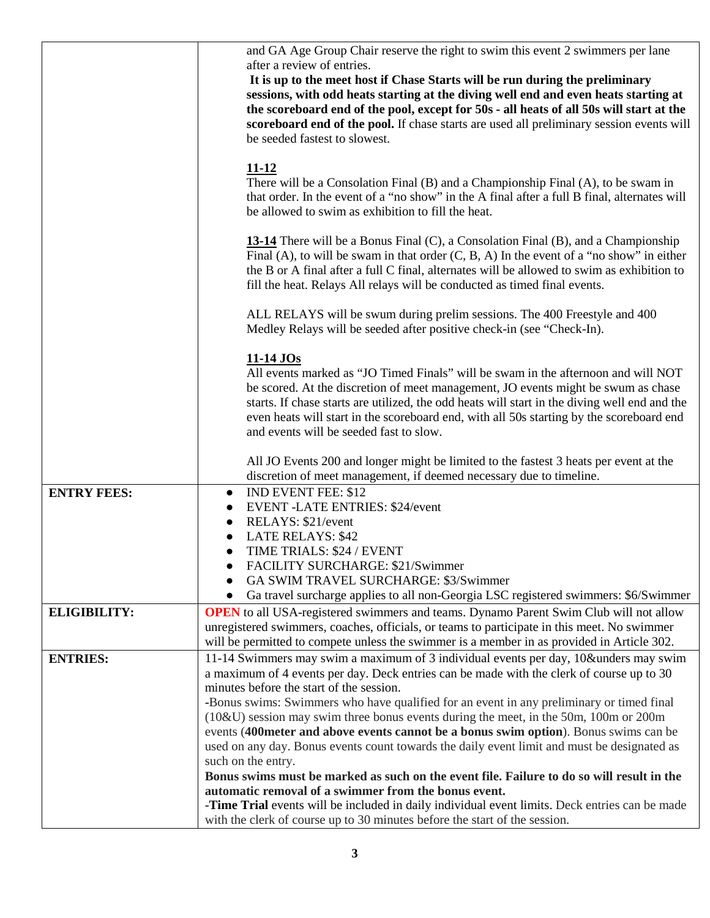| | |
|---|---|
| | and GA Age Group Chair reserve the right to swim this event 2 swimmers per lane after a review of entries.<br>**It is up to the meet host if Chase Starts will be run during the preliminary sessions, with odd heats starting at the diving well end and even heats starting at the scoreboard end of the pool, except for 50s - all heats of all 50s will start at the scoreboard end of the pool.** If chase starts are used all preliminary session events will be seeded fastest to slowest.<br><br>**<u>11-12</u>**<br>There will be a Consolation Final (B) and a Championship Final (A), to be swam in that order. In the event of a "no show" in the A final after a full B final, alternates will be allowed to swim as exhibition to fill the heat.<br><br>**<u>13-14</u>** There will be a Bonus Final (C), a Consolation Final (B), and a Championship Final (A), to will be swam in that order (C, B, A) In the event of a "no show" in either the B or A final after a full C final, alternates will be allowed to swim as exhibition to fill the heat. Relays All relays will be conducted as timed final events.<br><br>ALL RELAYS will be swum during prelim sessions. The 400 Freestyle and 400 Medley Relays will be seeded after positive check-in (see "Check-In).<br><br>**<u>11-14 JOs</u>**<br>All events marked as "JO Timed Finals" will be swam in the afternoon and will NOT be scored. At the discretion of meet management, JO events might be swum as chase starts. If chase starts are utilized, the odd heats will start in the diving well end and the even heats will start in the scoreboard end, with all 50s starting by the scoreboard end and events will be seeded fast to slow.<br><br>All JO Events 200 and longer might be limited to the fastest 3 heats per event at the discretion of meet management, if deemed necessary due to timeline. |
| **ENTRY FEES:** | • IND EVENT FEE: $12<br>• EVENT -LATE ENTRIES: $24/event<br>• RELAYS: $21/event<br>• LATE RELAYS: $42<br>• TIME TRIALS: $24 / EVENT<br>• FACILITY SURCHARGE: $21/Swimmer<br>• GA SWIM TRAVEL SURCHARGE: $3/Swimmer<br>• Ga travel surcharge applies to all non-Georgia LSC registered swimmers: $6/Swimmer |
| **ELIGIBILITY:** | **OPEN** to all USA-registered swimmers and teams. Dynamo Parent Swim Club will not allow unregistered swimmers, coaches, officials, or teams to participate in this meet. No swimmer will be permitted to compete unless the swimmer is a member in as provided in Article 302. |
| **ENTRIES:** | 11-14 Swimmers may swim a maximum of 3 individual events per day, 10&unders may swim a maximum of 4 events per day. Deck entries can be made with the clerk of course up to 30 minutes before the start of the session.<br>-Bonus swims: Swimmers who have qualified for an event in any preliminary or timed final (10&U) session may swim three bonus events during the meet, in the 50m, 100m or 200m events (**400meter and above events cannot be a bonus swim option**). Bonus swims can be used on any day. Bonus events count towards the daily event limit and must be designated as such on the entry.<br>**Bonus swims must be marked as such on the event file. Failure to do so will result in the automatic removal of a swimmer from the bonus event.**<br>-**Time Trial** events will be included in daily individual event limits. Deck entries can be made with the clerk of course up to 30 minutes before the start of the session. |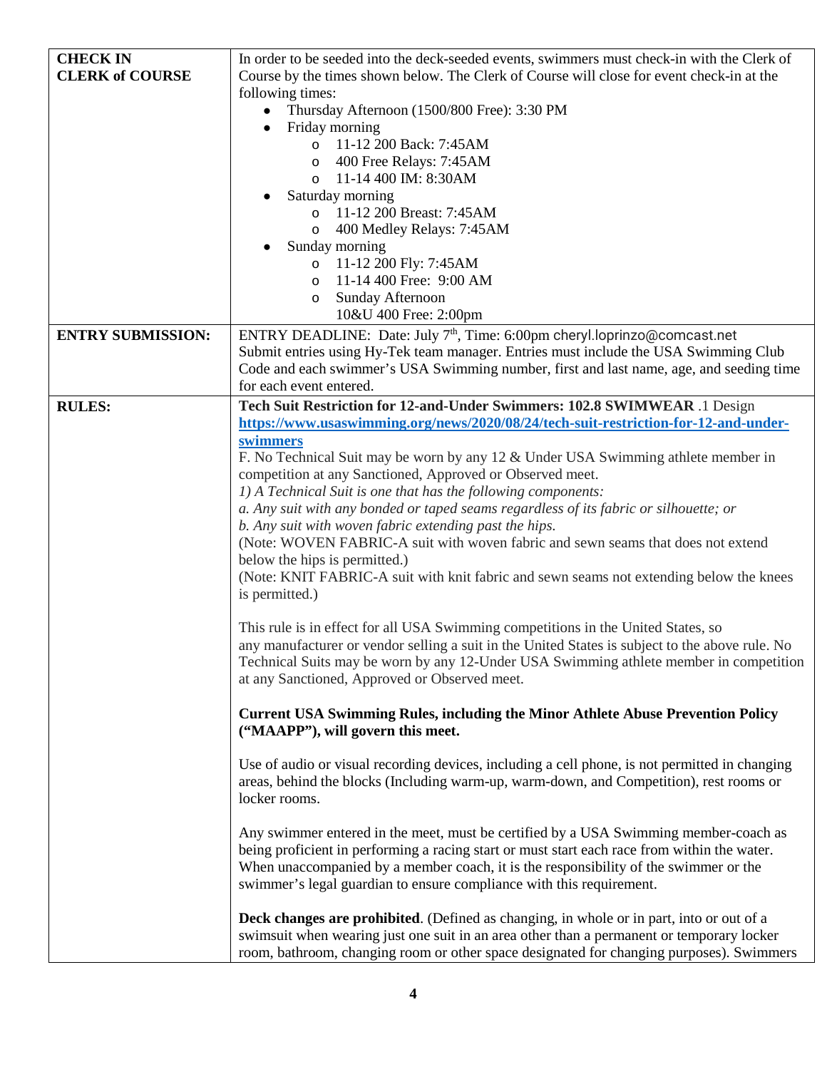| | |
|---|---|
| **CHECK IN CLERK of COURSE** | In order to be seeded into the deck-seeded events, swimmers must check-in with the Clerk of Course by the times shown below. The Clerk of Course will close for event check-in at the following times:<br>• Thursday Afternoon (1500/800 Free): 3:30 PM<br>• Friday morning<br>  o 11-12 200 Back: 7:45AM<br>  o 400 Free Relays: 7:45AM<br>  o 11-14 400 IM: 8:30AM<br>• Saturday morning<br>  o 11-12 200 Breast: 7:45AM<br>  o 400 Medley Relays: 7:45AM<br>• Sunday morning<br>  o 11-12 200 Fly: 7:45AM<br>  o 11-14 400 Free: 9:00 AM<br>  o Sunday Afternoon<br>  10&U 400 Free: 2:00pm |
| **ENTRY SUBMISSION:** | ENTRY DEADLINE: Date: July 7th, Time: 6:00pm cheryl.loprinzo@comcast.net<br>Submit entries using Hy-Tek team manager. Entries must include the USA Swimming Club Code and each swimmer's USA Swimming number, first and last name, age, and seeding time for each event entered. |
| **RULES:** | **Tech Suit Restriction for 12-and-Under Swimmers: 102.8 SWIMWEAR** .1 Design<br>**https://www.usaswimming.org/news/2020/08/24/tech-suit-restriction-for-12-and-under-swimmers**<br>F. No Technical Suit may be worn by any 12 & Under USA Swimming athlete member in competition at any Sanctioned, Approved or Observed meet.<br>*1) A Technical Suit is one that has the following components:*<br>*a. Any suit with any bonded or taped seams regardless of its fabric or silhouette; or*<br>*b. Any suit with woven fabric extending past the hips.*<br>(Note: WOVEN FABRIC-A suit with woven fabric and sewn seams that does not extend below the hips is permitted.)<br>(Note: KNIT FABRIC-A suit with knit fabric and sewn seams not extending below the knees is permitted.)<br><br>This rule is in effect for all USA Swimming competitions in the United States, so any manufacturer or vendor selling a suit in the United States is subject to the above rule. No Technical Suits may be worn by any 12-Under USA Swimming athlete member in competition at any Sanctioned, Approved or Observed meet.<br><br>**Current USA Swimming Rules, including the Minor Athlete Abuse Prevention Policy ("MAAPP"), will govern this meet.**<br><br>Use of audio or visual recording devices, including a cell phone, is not permitted in changing areas, behind the blocks (Including warm-up, warm-down, and Competition), rest rooms or locker rooms.<br><br>Any swimmer entered in the meet, must be certified by a USA Swimming member-coach as being proficient in performing a racing start or must start each race from within the water. When unaccompanied by a member coach, it is the responsibility of the swimmer or the swimmer's legal guardian to ensure compliance with this requirement.<br><br>**Deck changes are prohibited**. (Defined as changing, in whole or in part, into or out of a swimsuit when wearing just one suit in an area other than a permanent or temporary locker room, bathroom, changing room or other space designated for changing purposes). Swimmers |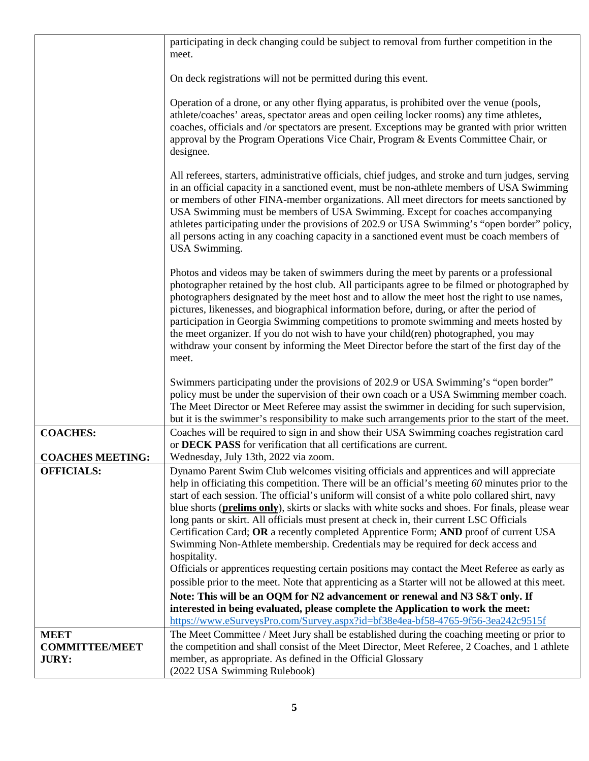| | |
|---|---|
| | participating in deck changing could be subject to removal from further competition in the meet.<br><br>On deck registrations will not be permitted during this event.<br><br>Operation of a drone, or any other flying apparatus, is prohibited over the venue (pools, athlete/coaches' areas, spectator areas and open ceiling locker rooms) any time athletes, coaches, officials and /or spectators are present. Exceptions may be granted with prior written approval by the Program Operations Vice Chair, Program & Events Committee Chair, or designee.<br><br>All referees, starters, administrative officials, chief judges, and stroke and turn judges, serving in an official capacity in a sanctioned event, must be non-athlete members of USA Swimming or members of other FINA-member organizations. All meet directors for meets sanctioned by USA Swimming must be members of USA Swimming. Except for coaches accompanying athletes participating under the provisions of 202.9 or USA Swimming's "open border" policy, all persons acting in any coaching capacity in a sanctioned event must be coach members of USA Swimming.<br><br>Photos and videos may be taken of swimmers during the meet by parents or a professional photographer retained by the host club. All participants agree to be filmed or photographed by photographers designated by the meet host and to allow the meet host the right to use names, pictures, likenesses, and biographical information before, during, or after the period of participation in Georgia Swimming competitions to promote swimming and meets hosted by the meet organizer. If you do not wish to have your child(ren) photographed, you may withdraw your consent by informing the Meet Director before the start of the first day of the meet.<br><br>Swimmers participating under the provisions of 202.9 or USA Swimming's "open border" policy must be under the supervision of their own coach or a USA Swimming member coach. The Meet Director or Meet Referee may assist the swimmer in deciding for such supervision, but it is the swimmer's responsibility to make such arrangements prior to the start of the meet. |
| **COACHES:**<br><br>**COACHES MEETING:** | Coaches will be required to sign in and show their USA Swimming coaches registration card or **DECK PASS** for verification that all certifications are current.<br>Wednesday, July 13th, 2022 via zoom. |
| **OFFICIALS:** | Dynamo Parent Swim Club welcomes visiting officials and apprentices and will appreciate help in officiating this competition. There will be an official's meeting *60* minutes prior to the start of each session. The official's uniform will consist of a white polo collared shirt, navy blue shorts (**prelims only**), skirts or slacks with white socks and shoes. For finals, please wear long pants or skirt. All officials must present at check in, their current LSC Officials Certification Card; **OR** a recently completed Apprentice Form; **AND** proof of current USA Swimming Non-Athlete membership. Credentials may be required for deck access and hospitality.<br>Officials or apprentices requesting certain positions may contact the Meet Referee as early as possible prior to the meet. Note that apprenticing as a Starter will not be allowed at this meet.<br>**Note: This will be an OQM for N2 advancement or renewal and N3 S&T only. If interested in being evaluated, please complete the Application to work the meet:**<br>https://www.eSurveysPro.com/Survey.aspx?id=bf38e4ea-bf58-4765-9f56-3ea242c9515f |
| **MEET COMMITTEE/MEET JURY:** | The Meet Committee / Meet Jury shall be established during the coaching meeting or prior to the competition and shall consist of the Meet Director, Meet Referee, 2 Coaches, and 1 athlete member, as appropriate. As defined in the Official Glossary (2022 USA Swimming Rulebook) |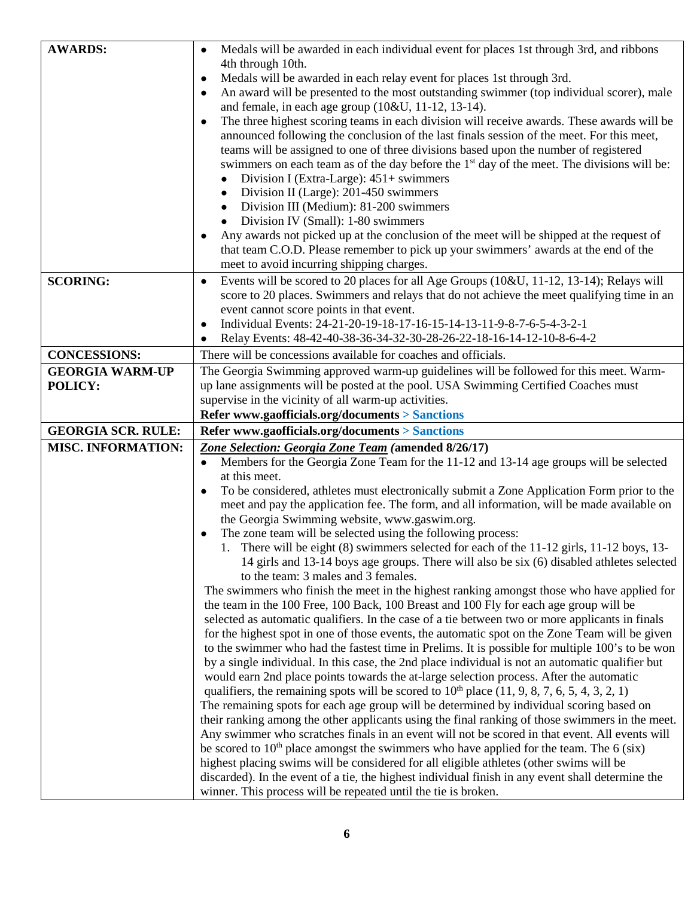| | |
|---|---|
| **AWARDS:** | • Medals will be awarded in each individual event for places 1st through 3rd, and ribbons 4th through 10th.<br>• Medals will be awarded in each relay event for places 1st through 3rd.<br>• An award will be presented to the most outstanding swimmer (top individual scorer), male and female, in each age group (10&U, 11-12, 13-14).<br>• The three highest scoring teams in each division will receive awards. These awards will be announced following the conclusion of the last finals session of the meet. For this meet, teams will be assigned to one of three divisions based upon the number of registered swimmers on each team as of the day before the 1st day of the meet. The divisions will be:<br>&nbsp;&nbsp;• Division I (Extra-Large): 451+ swimmers<br>&nbsp;&nbsp;• Division II (Large): 201-450 swimmers<br>&nbsp;&nbsp;• Division III (Medium): 81-200 swimmers<br>&nbsp;&nbsp;• Division IV (Small): 1-80 swimmers<br>• Any awards not picked up at the conclusion of the meet will be shipped at the request of that team C.O.D. Please remember to pick up your swimmers' awards at the end of the meet to avoid incurring shipping charges. |
| **SCORING:** | • Events will be scored to 20 places for all Age Groups (10&U, 11-12, 13-14); Relays will score to 20 places. Swimmers and relays that do not achieve the meet qualifying time in an event cannot score points in that event.<br>• Individual Events: 24-21-20-19-18-17-16-15-14-13-11-9-8-7-6-5-4-3-2-1<br>• Relay Events: 48-42-40-38-36-34-32-30-28-26-22-18-16-14-12-10-8-6-4-2 |
| **CONCESSIONS:** | There will be concessions available for coaches and officials. |
| **GEORGIA WARM-UP POLICY:** | The Georgia Swimming approved warm-up guidelines will be followed for this meet. Warm-up lane assignments will be posted at the pool. USA Swimming Certified Coaches must supervise in the vicinity of all warm-up activities.<br>**Refer www.gaofficials.org/documents > Sanctions** |
| **GEORGIA SCR. RULE:** | **Refer www.gaofficials.org/documents > Sanctions** |
| **MISC. INFORMATION:** | ***Zone Selection: Georgia Zone Team* (amended 8/26/17)**<br>• Members for the Georgia Zone Team for the 11-12 and 13-14 age groups will be selected at this meet.<br>• To be considered, athletes must electronically submit a Zone Application Form prior to the meet and pay the application fee. The form, and all information, will be made available on the Georgia Swimming website, www.gaswim.org.<br>• The zone team will be selected using the following process:<br>&nbsp;&nbsp;1. There will be eight (8) swimmers selected for each of the 11-12 girls, 11-12 boys, 13-14 girls and 13-14 boys age groups. There will also be six (6) disabled athletes selected to the team: 3 males and 3 females.<br>The swimmers who finish the meet in the highest ranking amongst those who have applied for the team in the 100 Free, 100 Back, 100 Breast and 100 Fly for each age group will be selected as automatic qualifiers. In the case of a tie between two or more applicants in finals for the highest spot in one of those events, the automatic spot on the Zone Team will be given to the swimmer who had the fastest time in Prelims. It is possible for multiple 100's to be won by a single individual. In this case, the 2nd place individual is not an automatic qualifier but would earn 2nd place points towards the at-large selection process. After the automatic qualifiers, the remaining spots will be scored to 10th place (11, 9, 8, 7, 6, 5, 4, 3, 2, 1)<br>The remaining spots for each age group will be determined by individual scoring based on their ranking among the other applicants using the final ranking of those swimmers in the meet. Any swimmer who scratches finals in an event will not be scored in that event. All events will be scored to 10th place amongst the swimmers who have applied for the team. The 6 (six) highest placing swims will be considered for all eligible athletes (other swims will be discarded). In the event of a tie, the highest individual finish in any event shall determine the winner. This process will be repeated until the tie is broken. |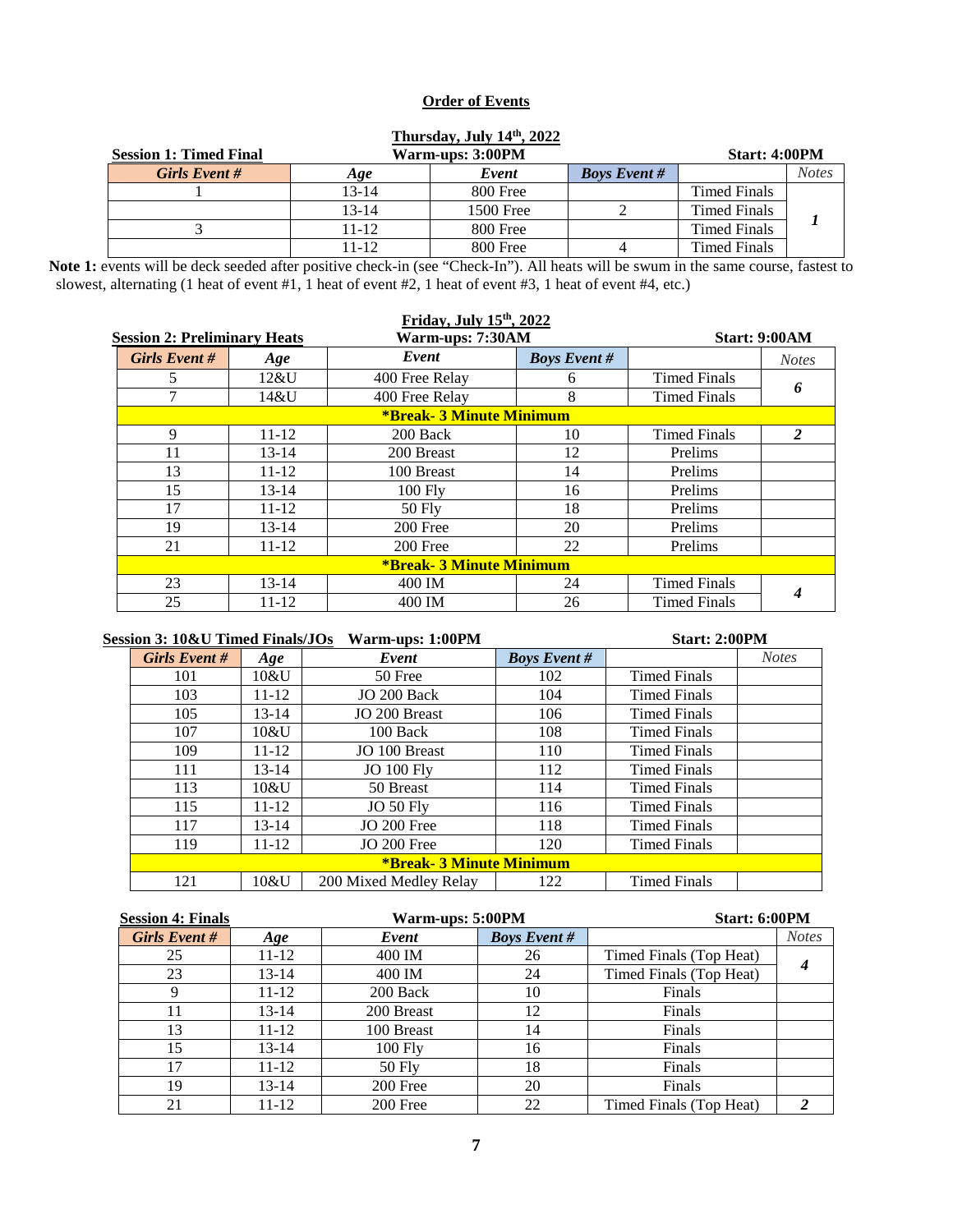## Order of Events

**Thursday, July 14th, 2022**

**Session 1: Timed Final** — **Warm-ups: 3:00PM** — **Start: 4:00PM**

| *Girls Event #* | *Age* | *Event* | *Boys Event #* | | *Notes* |
|---|---|---|---|---|---|
| 1 | 13-14 | 800 Free | | Timed Finals | ***1*** |
| | 13-14 | 1500 Free | 2 | Timed Finals | |
| 3 | 11-12 | 800 Free | | Timed Finals | |
| | 11-12 | 800 Free | 4 | Timed Finals | |

**Note 1:** events will be deck seeded after positive check-in (see "Check-In"). All heats will be swum in the same course, fastest to slowest, alternating (1 heat of event #1, 1 heat of event #2, 1 heat of event #3, 1 heat of event #4, etc.)

**Friday, July 15th, 2022**

**Session 2: Preliminary Heats** — **Warm-ups: 7:30AM** — **Start: 9:00AM**

| *Girls Event #* | *Age* | *Event* | *Boys Event #* | | *Notes* |
|---|---|---|---|---|---|
| 5 | 12&U | 400 Free Relay | 6 | Timed Finals | ***6*** |
| 7 | 14&U | 400 Free Relay | 8 | Timed Finals | |
| | | **\*Break- 3 Minute Minimum** | | | |
| 9 | 11-12 | 200 Back | 10 | Timed Finals | ***2*** |
| 11 | 13-14 | 200 Breast | 12 | Prelims | |
| 13 | 11-12 | 100 Breast | 14 | Prelims | |
| 15 | 13-14 | 100 Fly | 16 | Prelims | |
| 17 | 11-12 | 50 Fly | 18 | Prelims | |
| 19 | 13-14 | 200 Free | 20 | Prelims | |
| 21 | 11-12 | 200 Free | 22 | Prelims | |
| | | **\*Break- 3 Minute Minimum** | | | |
| 23 | 13-14 | 400 IM | 24 | Timed Finals | ***4*** |
| 25 | 11-12 | 400 IM | 26 | Timed Finals | |

**Session 3: 10&U Timed Finals/JOs** — **Warm-ups: 1:00PM** — **Start: 2:00PM**

| *Girls Event #* | *Age* | *Event* | *Boys Event #* | | *Notes* |
|---|---|---|---|---|---|
| 101 | 10&U | 50 Free | 102 | Timed Finals | |
| 103 | 11-12 | JO 200 Back | 104 | Timed Finals | |
| 105 | 13-14 | JO 200 Breast | 106 | Timed Finals | |
| 107 | 10&U | 100 Back | 108 | Timed Finals | |
| 109 | 11-12 | JO 100 Breast | 110 | Timed Finals | |
| 111 | 13-14 | JO 100 Fly | 112 | Timed Finals | |
| 113 | 10&U | 50 Breast | 114 | Timed Finals | |
| 115 | 11-12 | JO 50 Fly | 116 | Timed Finals | |
| 117 | 13-14 | JO 200 Free | 118 | Timed Finals | |
| 119 | 11-12 | JO 200 Free | 120 | Timed Finals | |
| | | **\*Break- 3 Minute Minimum** | | | |
| 121 | 10&U | 200 Mixed Medley Relay | 122 | Timed Finals | |

**Session 4: Finals** — **Warm-ups: 5:00PM** — **Start: 6:00PM**

| *Girls Event #* | *Age* | *Event* | *Boys Event #* | | *Notes* |
|---|---|---|---|---|---|
| 25 | 11-12 | 400 IM | 26 | Timed Finals (Top Heat) | ***4*** |
| 23 | 13-14 | 400 IM | 24 | Timed Finals (Top Heat) | |
| 9 | 11-12 | 200 Back | 10 | Finals | |
| 11 | 13-14 | 200 Breast | 12 | Finals | |
| 13 | 11-12 | 100 Breast | 14 | Finals | |
| 15 | 13-14 | 100 Fly | 16 | Finals | |
| 17 | 11-12 | 50 Fly | 18 | Finals | |
| 19 | 13-14 | 200 Free | 20 | Finals | |
| 21 | 11-12 | 200 Free | 22 | Timed Finals (Top Heat) | ***2*** |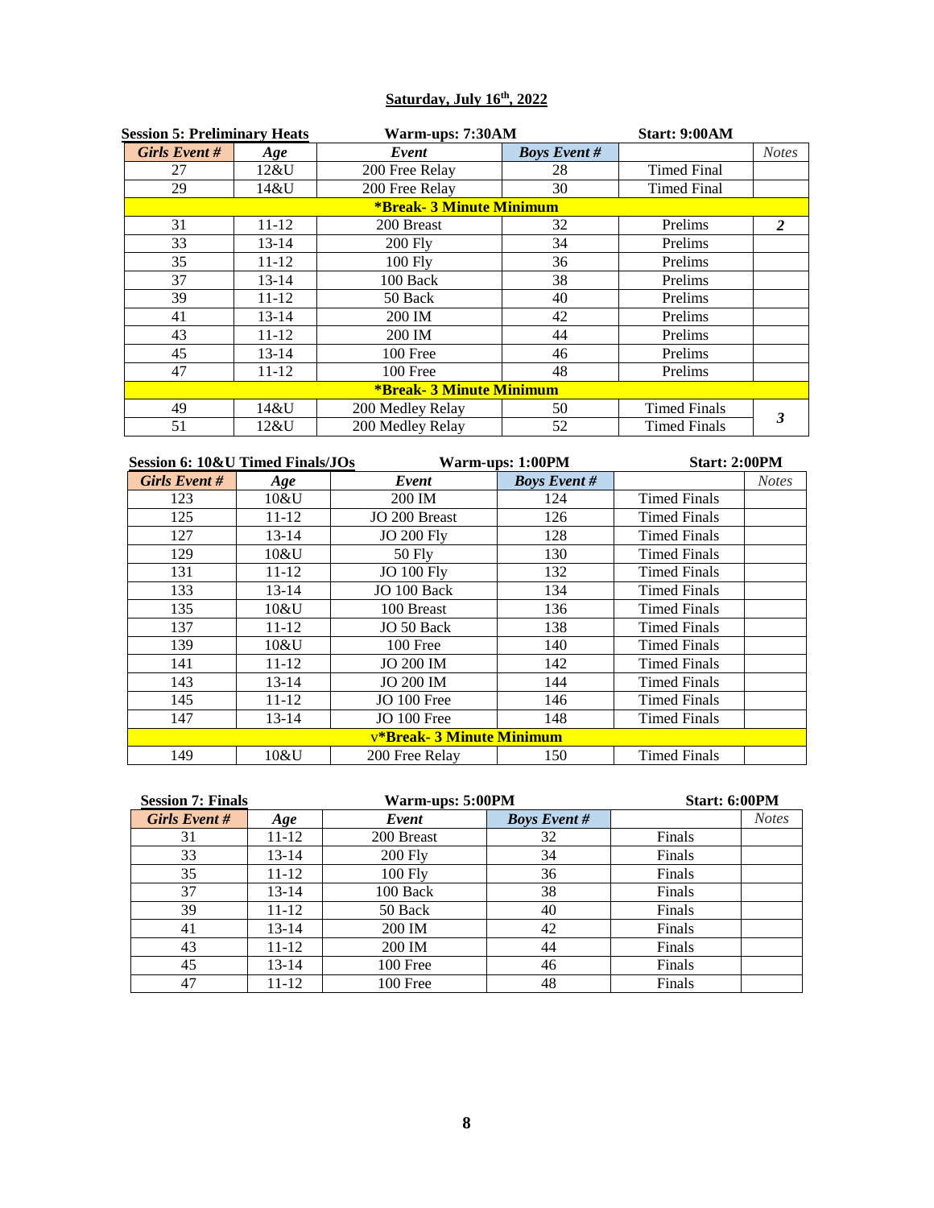## Saturday, July 16th, 2022

**Session 5: Preliminary Heats** — **Warm-ups: 7:30AM** — **Start: 9:00AM**

| *Girls Event #* | *Age* | *Event* | *Boys Event #* | | *Notes* |
|---|---|---|---|---|---|
| 27 | 12&U | 200 Free Relay | 28 | Timed Final | |
| 29 | 14&U | 200 Free Relay | 30 | Timed Final | |
| **\*Break- 3 Minute Minimum** | | | | | |
| 31 | 11-12 | 200 Breast | 32 | Prelims | ***2*** |
| 33 | 13-14 | 200 Fly | 34 | Prelims | |
| 35 | 11-12 | 100 Fly | 36 | Prelims | |
| 37 | 13-14 | 100 Back | 38 | Prelims | |
| 39 | 11-12 | 50 Back | 40 | Prelims | |
| 41 | 13-14 | 200 IM | 42 | Prelims | |
| 43 | 11-12 | 200 IM | 44 | Prelims | |
| 45 | 13-14 | 100 Free | 46 | Prelims | |
| 47 | 11-12 | 100 Free | 48 | Prelims | |
| **\*Break- 3 Minute Minimum** | | | | | |
| 49 | 14&U | 200 Medley Relay | 50 | Timed Finals | ***3*** |
| 51 | 12&U | 200 Medley Relay | 52 | Timed Finals | |

**Session 6: 10&U Timed Finals/JOs** — **Warm-ups: 1:00PM** — **Start: 2:00PM**

| *Girls Event #* | *Age* | *Event* | *Boys Event #* | | *Notes* |
|---|---|---|---|---|---|
| 123 | 10&U | 200 IM | 124 | Timed Finals | |
| 125 | 11-12 | JO 200 Breast | 126 | Timed Finals | |
| 127 | 13-14 | JO 200 Fly | 128 | Timed Finals | |
| 129 | 10&U | 50 Fly | 130 | Timed Finals | |
| 131 | 11-12 | JO 100 Fly | 132 | Timed Finals | |
| 133 | 13-14 | JO 100 Back | 134 | Timed Finals | |
| 135 | 10&U | 100 Breast | 136 | Timed Finals | |
| 137 | 11-12 | JO 50 Back | 138 | Timed Finals | |
| 139 | 10&U | 100 Free | 140 | Timed Finals | |
| 141 | 11-12 | JO 200 IM | 142 | Timed Finals | |
| 143 | 13-14 | JO 200 IM | 144 | Timed Finals | |
| 145 | 11-12 | JO 100 Free | 146 | Timed Finals | |
| 147 | 13-14 | JO 100 Free | 148 | Timed Finals | |
| v**\*Break- 3 Minute Minimum** | | | | | |
| 149 | 10&U | 200 Free Relay | 150 | Timed Finals | |

**Session 7: Finals** — **Warm-ups: 5:00PM** — **Start: 6:00PM**

| *Girls Event #* | *Age* | *Event* | *Boys Event #* | | *Notes* |
|---|---|---|---|---|---|
| 31 | 11-12 | 200 Breast | 32 | Finals | |
| 33 | 13-14 | 200 Fly | 34 | Finals | |
| 35 | 11-12 | 100 Fly | 36 | Finals | |
| 37 | 13-14 | 100 Back | 38 | Finals | |
| 39 | 11-12 | 50 Back | 40 | Finals | |
| 41 | 13-14 | 200 IM | 42 | Finals | |
| 43 | 11-12 | 200 IM | 44 | Finals | |
| 45 | 13-14 | 100 Free | 46 | Finals | |
| 47 | 11-12 | 100 Free | 48 | Finals | |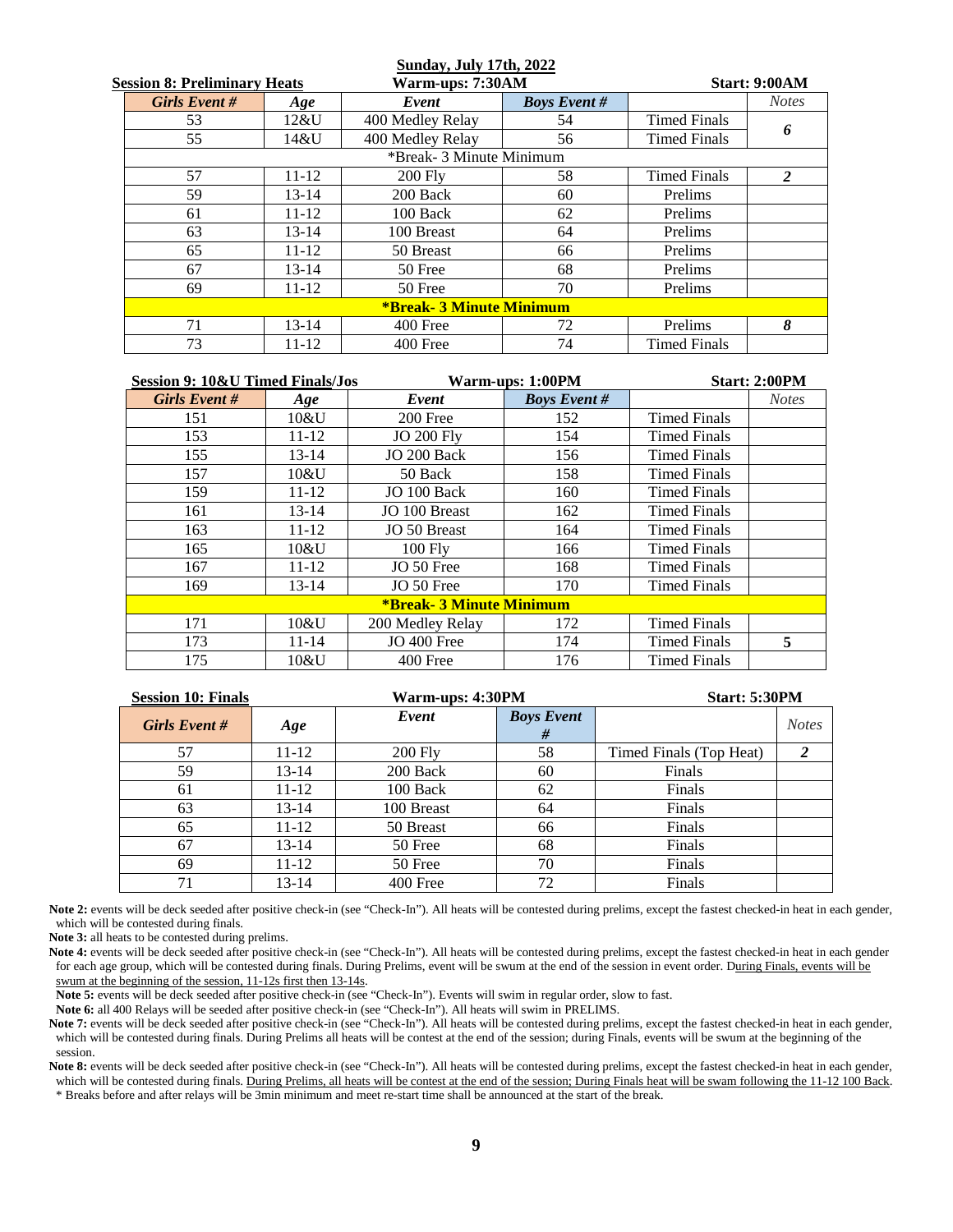**Sunday, July 17th, 2022**

**Session 8: Preliminary Heats** | **Warm-ups: 7:30AM** | **Start: 9:00AM**

| *Girls Event #* | *Age* | *Event* | *Boys Event #* | | *Notes* |
|---|---|---|---|---|---|
| 53 | 12&U | 400 Medley Relay | 54 | Timed Finals | *6* |
| 55 | 14&U | 400 Medley Relay | 56 | Timed Finals | |
| | | *Break- 3 Minute Minimum | | | |
| 57 | 11-12 | 200 Fly | 58 | Timed Finals | *2* |
| 59 | 13-14 | 200 Back | 60 | Prelims | |
| 61 | 11-12 | 100 Back | 62 | Prelims | |
| 63 | 13-14 | 100 Breast | 64 | Prelims | |
| 65 | 11-12 | 50 Breast | 66 | Prelims | |
| 67 | 13-14 | 50 Free | 68 | Prelims | |
| 69 | 11-12 | 50 Free | 70 | Prelims | |
| | | **\*Break- 3 Minute Minimum** | | | |
| 71 | 13-14 | 400 Free | 72 | Prelims | *8* |
| 73 | 11-12 | 400 Free | 74 | Timed Finals | |

**Session 9: 10&U Timed Finals/Jos** | **Warm-ups: 1:00PM** | **Start: 2:00PM**

| *Girls Event #* | *Age* | *Event* | *Boys Event #* | | *Notes* |
|---|---|---|---|---|---|
| 151 | 10&U | 200 Free | 152 | Timed Finals | |
| 153 | 11-12 | JO 200 Fly | 154 | Timed Finals | |
| 155 | 13-14 | JO 200 Back | 156 | Timed Finals | |
| 157 | 10&U | 50 Back | 158 | Timed Finals | |
| 159 | 11-12 | JO 100 Back | 160 | Timed Finals | |
| 161 | 13-14 | JO 100 Breast | 162 | Timed Finals | |
| 163 | 11-12 | JO 50 Breast | 164 | Timed Finals | |
| 165 | 10&U | 100 Fly | 166 | Timed Finals | |
| 167 | 11-12 | JO 50 Free | 168 | Timed Finals | |
| 169 | 13-14 | JO 50 Free | 170 | Timed Finals | |
| | | **\*Break- 3 Minute Minimum** | | | |
| 171 | 10&U | 200 Medley Relay | 172 | Timed Finals | |
| 173 | 11-14 | JO 400 Free | 174 | Timed Finals | 5 |
| 175 | 10&U | 400 Free | 176 | Timed Finals | |

**Session 10: Finals** | **Warm-ups: 4:30PM** | **Start: 5:30PM**

| *Girls Event #* | *Age* | *Event* | *Boys Event #* | | *Notes* |
|---|---|---|---|---|---|
| 57 | 11-12 | 200 Fly | 58 | Timed Finals (Top Heat) | *2* |
| 59 | 13-14 | 200 Back | 60 | Finals | |
| 61 | 11-12 | 100 Back | 62 | Finals | |
| 63 | 13-14 | 100 Breast | 64 | Finals | |
| 65 | 11-12 | 50 Breast | 66 | Finals | |
| 67 | 13-14 | 50 Free | 68 | Finals | |
| 69 | 11-12 | 50 Free | 70 | Finals | |
| 71 | 13-14 | 400 Free | 72 | Finals | |

**Note 2:** events will be deck seeded after positive check-in (see "Check-In"). All heats will be contested during prelims, except the fastest checked-in heat in each gender, which will be contested during finals.

**Note 3:** all heats to be contested during prelims.

**Note 4:** events will be deck seeded after positive check-in (see "Check-In"). All heats will be contested during prelims, except the fastest checked-in heat in each gender for each age group, which will be contested during finals. During Prelims, event will be swum at the end of the session in event order. During Finals, events will be swum at the beginning of the session, 11-12s first then 13-14s.

**Note 5:** events will be deck seeded after positive check-in (see "Check-In"). Events will swim in regular order, slow to fast.

**Note 6:** all 400 Relays will be seeded after positive check-in (see "Check-In"). All heats will swim in PRELIMS.

**Note 7:** events will be deck seeded after positive check-in (see "Check-In"). All heats will be contested during prelims, except the fastest checked-in heat in each gender, which will be contested during finals. During Prelims all heats will be contest at the end of the session; during Finals, events will be swum at the beginning of the session.

**Note 8:** events will be deck seeded after positive check-in (see "Check-In"). All heats will be contested during prelims, except the fastest checked-in heat in each gender, which will be contested during finals. During Prelims, all heats will be contest at the end of the session; During Finals heat will be swam following the 11-12 100 Back.

* Breaks before and after relays will be 3min minimum and meet re-start time shall be announced at the start of the break.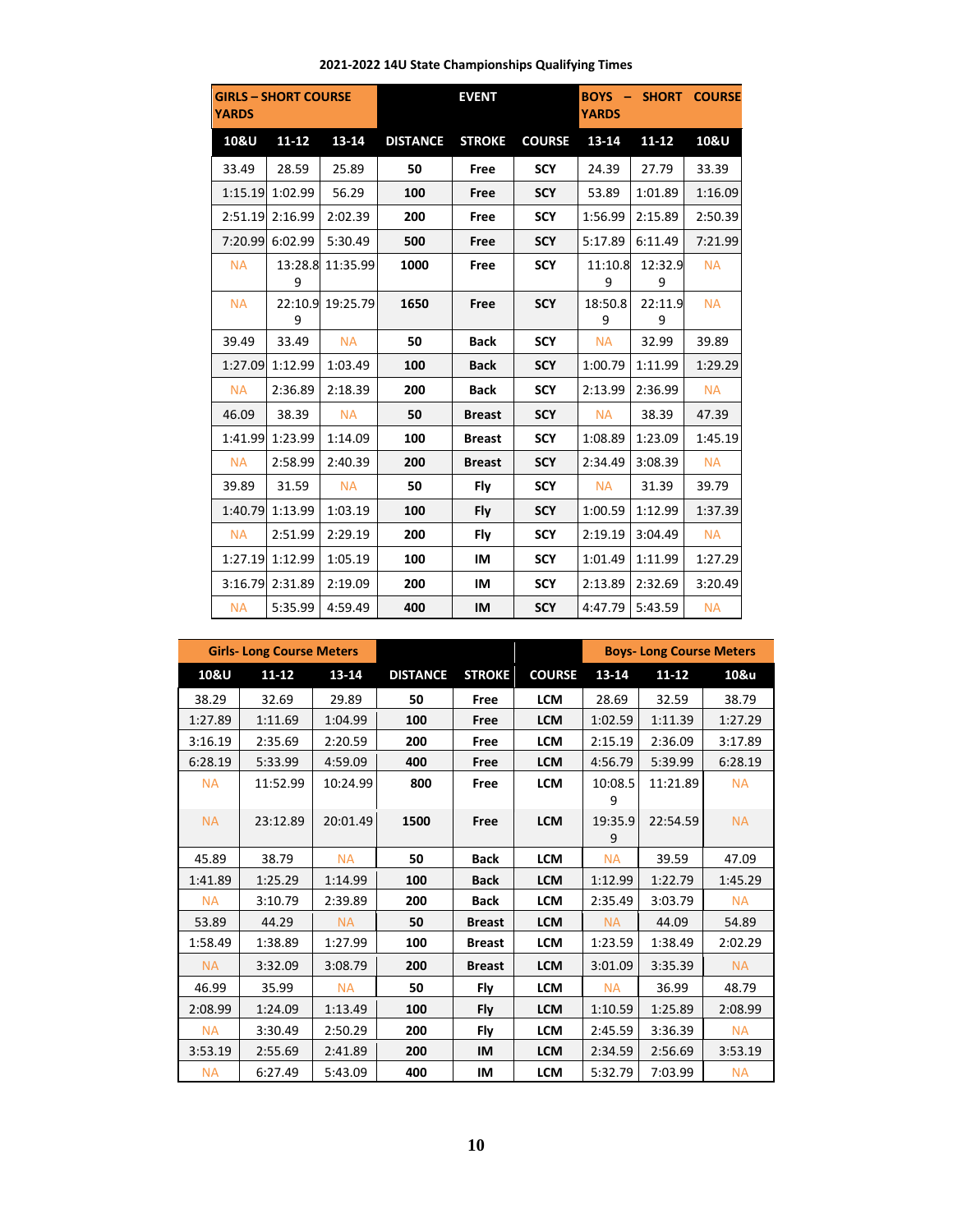**2021-2022 14U State Championships Qualifying Times**

| GIRLS – SHORT COURSE YARDS | | | EVENT | | | BOYS – SHORT COURSE YARDS | | |
|---|---|---|---|---|---|---|---|---|
| 10&U | 11-12 | 13-14 | DISTANCE | STROKE | COURSE | 13-14 | 11-12 | 10&U |
| 33.49 | 28.59 | 25.89 | 50 | Free | SCY | 24.39 | 27.79 | 33.39 |
| 1:15.19 | 1:02.99 | 56.29 | 100 | Free | SCY | 53.89 | 1:01.89 | 1:16.09 |
| 2:51.19 | 2:16.99 | 2:02.39 | 200 | Free | SCY | 1:56.99 | 2:15.89 | 2:50.39 |
| 7:20.99 | 6:02.99 | 5:30.49 | 500 | Free | SCY | 5:17.89 | 6:11.49 | 7:21.99 |
| NA | 13:28.89 | 11:35.99 | 1000 | Free | SCY | 11:10.89 | 12:32.99 | NA |
| NA | 22:10.99 | 19:25.79 | 1650 | Free | SCY | 18:50.89 | 22:11.99 | NA |
| 39.49 | 33.49 | NA | 50 | Back | SCY | NA | 32.99 | 39.89 |
| 1:27.09 | 1:12.99 | 1:03.49 | 100 | Back | SCY | 1:00.79 | 1:11.99 | 1:29.29 |
| NA | 2:36.89 | 2:18.39 | 200 | Back | SCY | 2:13.99 | 2:36.99 | NA |
| 46.09 | 38.39 | NA | 50 | Breast | SCY | NA | 38.39 | 47.39 |
| 1:41.99 | 1:23.99 | 1:14.09 | 100 | Breast | SCY | 1:08.89 | 1:23.09 | 1:45.19 |
| NA | 2:58.99 | 2:40.39 | 200 | Breast | SCY | 2:34.49 | 3:08.39 | NA |
| 39.89 | 31.59 | NA | 50 | Fly | SCY | NA | 31.39 | 39.79 |
| 1:40.79 | 1:13.99 | 1:03.19 | 100 | Fly | SCY | 1:00.59 | 1:12.99 | 1:37.39 |
| NA | 2:51.99 | 2:29.19 | 200 | Fly | SCY | 2:19.19 | 3:04.49 | NA |
| 1:27.19 | 1:12.99 | 1:05.19 | 100 | IM | SCY | 1:01.49 | 1:11.99 | 1:27.29 |
| 3:16.79 | 2:31.89 | 2:19.09 | 200 | IM | SCY | 2:13.89 | 2:32.69 | 3:20.49 |
| NA | 5:35.99 | 4:59.49 | 400 | IM | SCY | 4:47.79 | 5:43.59 | NA |

| Girls- Long Course Meters | | | | | | Boys- Long Course Meters | | |
|---|---|---|---|---|---|---|---|---|
| 10&U | 11-12 | 13-14 | DISTANCE | STROKE | COURSE | 13-14 | 11-12 | 10&u |
| 38.29 | 32.69 | 29.89 | 50 | Free | LCM | 28.69 | 32.59 | 38.79 |
| 1:27.89 | 1:11.69 | 1:04.99 | 100 | Free | LCM | 1:02.59 | 1:11.39 | 1:27.29 |
| 3:16.19 | 2:35.69 | 2:20.59 | 200 | Free | LCM | 2:15.19 | 2:36.09 | 3:17.89 |
| 6:28.19 | 5:33.99 | 4:59.09 | 400 | Free | LCM | 4:56.79 | 5:39.99 | 6:28.19 |
| NA | 11:52.99 | 10:24.99 | 800 | Free | LCM | 10:08.59 | 11:21.89 | NA |
| NA | 23:12.89 | 20:01.49 | 1500 | Free | LCM | 19:35.99 | 22:54.59 | NA |
| 45.89 | 38.79 | NA | 50 | Back | LCM | NA | 39.59 | 47.09 |
| 1:41.89 | 1:25.29 | 1:14.99 | 100 | Back | LCM | 1:12.99 | 1:22.79 | 1:45.29 |
| NA | 3:10.79 | 2:39.89 | 200 | Back | LCM | 2:35.49 | 3:03.79 | NA |
| 53.89 | 44.29 | NA | 50 | Breast | LCM | NA | 44.09 | 54.89 |
| 1:58.49 | 1:38.89 | 1:27.99 | 100 | Breast | LCM | 1:23.59 | 1:38.49 | 2:02.29 |
| NA | 3:32.09 | 3:08.79 | 200 | Breast | LCM | 3:01.09 | 3:35.39 | NA |
| 46.99 | 35.99 | NA | 50 | Fly | LCM | NA | 36.99 | 48.79 |
| 2:08.99 | 1:24.09 | 1:13.49 | 100 | Fly | LCM | 1:10.59 | 1:25.89 | 2:08.99 |
| NA | 3:30.49 | 2:50.29 | 200 | Fly | LCM | 2:45.59 | 3:36.39 | NA |
| 3:53.19 | 2:55.69 | 2:41.89 | 200 | IM | LCM | 2:34.59 | 2:56.69 | 3:53.19 |
| NA | 6:27.49 | 5:43.09 | 400 | IM | LCM | 5:32.79 | 7:03.99 | NA |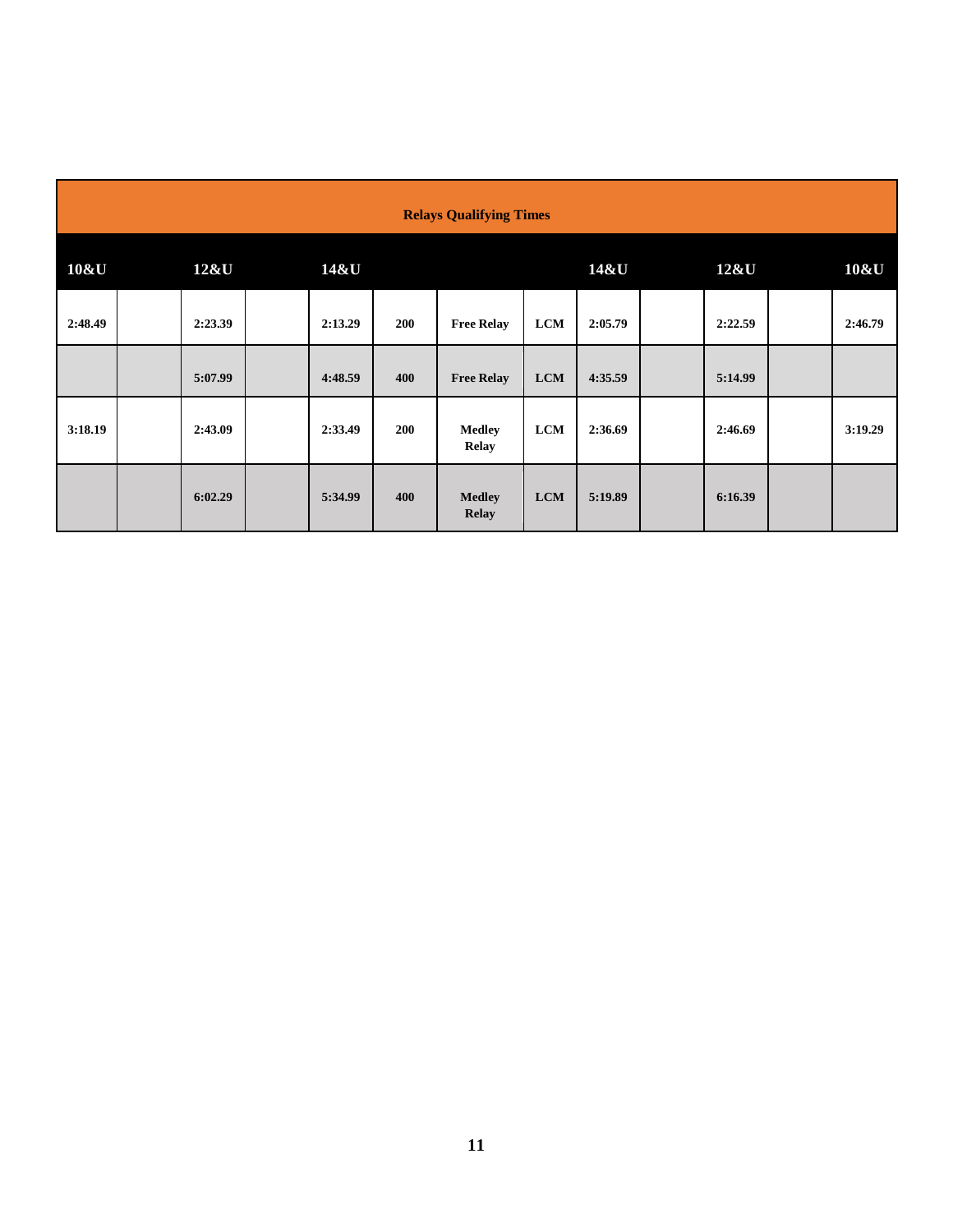| Relays Qualifying Times | | | | | | | | | | | | |
|---|---|---|---|---|---|---|---|---|---|---|---|---|
| **10&U** | | **12&U** | | **14&U** | | | | **14&U** | | **12&U** | | **10&U** |
| 2:48.49 | | 2:23.39 | | 2:13.29 | 200 | Free Relay | LCM | 2:05.79 | | 2:22.59 | | 2:46.79 |
| | | 5:07.99 | | 4:48.59 | 400 | Free Relay | LCM | 4:35.59 | | 5:14.99 | | |
| 3:18.19 | | 2:43.09 | | 2:33.49 | 200 | Medley Relay | LCM | 2:36.69 | | 2:46.69 | | 3:19.29 |
| | | 6:02.29 | | 5:34.99 | 400 | Medley Relay | LCM | 5:19.89 | | 6:16.39 | | |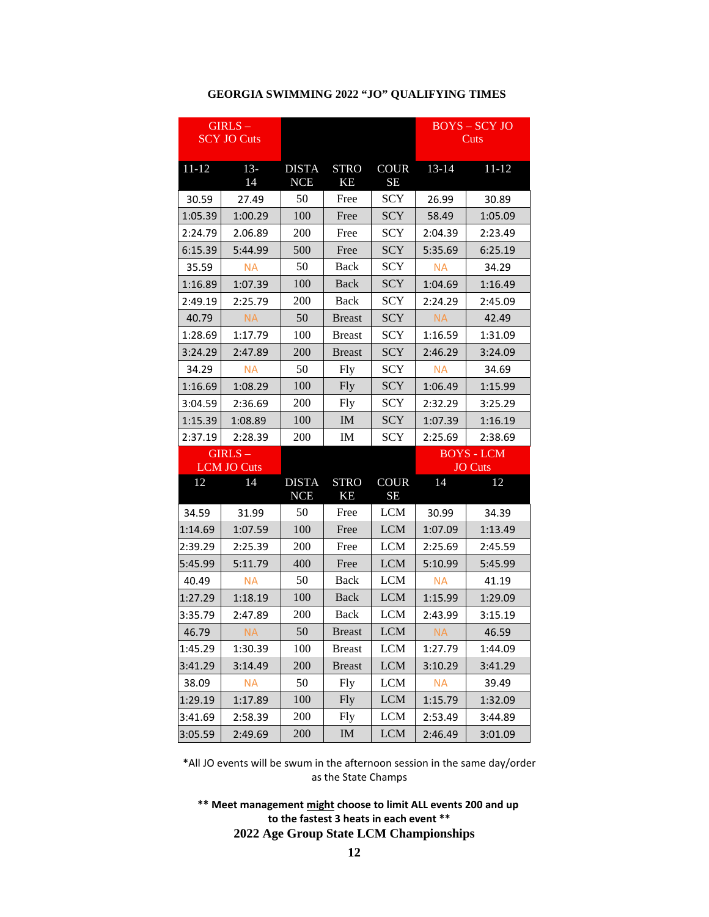## GEORGIA SWIMMING 2022 "JO" QUALIFYING TIMES

| GIRLS – SCY JO Cuts | | | | | BOYS – SCY JO Cuts | |
|---|---|---|---|---|---|---|
| 11-12 | 13-14 | DISTANCE | STROKE | COURSE | 13-14 | 11-12 |
| 30.59 | 27.49 | 50 | Free | SCY | 26.99 | 30.89 |
| 1:05.39 | 1:00.29 | 100 | Free | SCY | 58.49 | 1:05.09 |
| 2:24.79 | 2.06.89 | 200 | Free | SCY | 2:04.39 | 2:23.49 |
| 6:15.39 | 5:44.99 | 500 | Free | SCY | 5:35.69 | 6:25.19 |
| 35.59 | NA | 50 | Back | SCY | NA | 34.29 |
| 1:16.89 | 1:07.39 | 100 | Back | SCY | 1:04.69 | 1:16.49 |
| 2:49.19 | 2:25.79 | 200 | Back | SCY | 2:24.29 | 2:45.09 |
| 40.79 | NA | 50 | Breast | SCY | NA | 42.49 |
| 1:28.69 | 1:17.79 | 100 | Breast | SCY | 1:16.59 | 1:31.09 |
| 3:24.29 | 2:47.89 | 200 | Breast | SCY | 2:46.29 | 3:24.09 |
| 34.29 | NA | 50 | Fly | SCY | NA | 34.69 |
| 1:16.69 | 1:08.29 | 100 | Fly | SCY | 1:06.49 | 1:15.99 |
| 3:04.59 | 2:36.69 | 200 | Fly | SCY | 2:32.29 | 3:25.29 |
| 1:15.39 | 1:08.89 | 100 | IM | SCY | 1:07.39 | 1:16.19 |
| 2:37.19 | 2:28.39 | 200 | IM | SCY | 2:25.69 | 2:38.69 |
| **GIRLS – LCM JO Cuts** | | | | | **BOYS - LCM JO Cuts** | |
| 12 | 14 | DISTANCE | STROKE | COURSE | 14 | 12 |
| 34.59 | 31.99 | 50 | Free | LCM | 30.99 | 34.39 |
| 1:14.69 | 1:07.59 | 100 | Free | LCM | 1:07.09 | 1:13.49 |
| 2:39.29 | 2:25.39 | 200 | Free | LCM | 2:25.69 | 2:45.59 |
| 5:45.99 | 5:11.79 | 400 | Free | LCM | 5:10.99 | 5:45.99 |
| 40.49 | NA | 50 | Back | LCM | NA | 41.19 |
| 1:27.29 | 1:18.19 | 100 | Back | LCM | 1:15.99 | 1:29.09 |
| 3:35.79 | 2:47.89 | 200 | Back | LCM | 2:43.99 | 3:15.19 |
| 46.79 | NA | 50 | Breast | LCM | NA | 46.59 |
| 1:45.29 | 1:30.39 | 100 | Breast | LCM | 1:27.79 | 1:44.09 |
| 3:41.29 | 3:14.49 | 200 | Breast | LCM | 3:10.29 | 3:41.29 |
| 38.09 | NA | 50 | Fly | LCM | NA | 39.49 |
| 1:29.19 | 1:17.89 | 100 | Fly | LCM | 1:15.79 | 1:32.09 |
| 3:41.69 | 2:58.39 | 200 | Fly | LCM | 2:53.49 | 3:44.89 |
| 3:05.59 | 2:49.69 | 200 | IM | LCM | 2:46.49 | 3:01.09 |

*All JO events will be swum in the afternoon session in the same day/order as the State Champs

**** Meet management *might* choose to limit ALL events 200 and up to the fastest 3 heats in each event ****

**2022 Age Group State LCM Championships**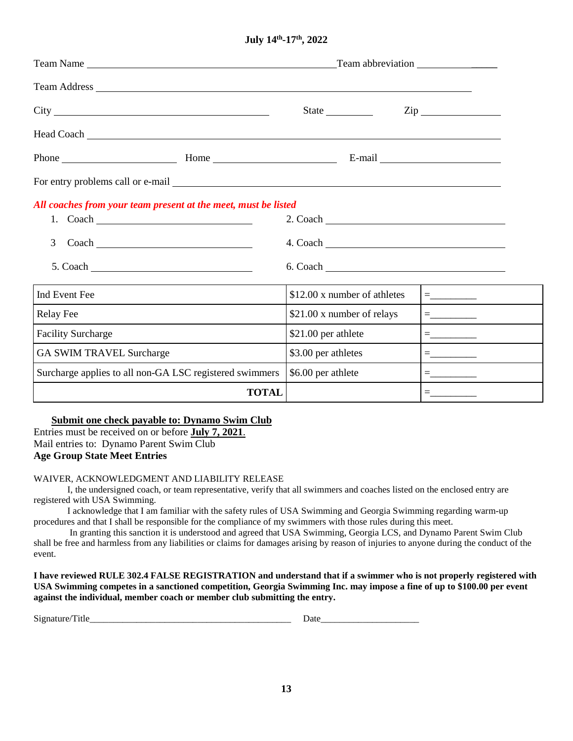**July 14th-17th, 2022**

Team Name ______________________________ Team abbreviation ______________

Team Address ______________________________________________

City ______________________________ State ____________ Zip ______________

Head Coach ______________________________________________

Phone ____________________ Home ____________________ E-mail ____________________

For entry problems call or e-mail ______________________________________________

*All coaches from your team present at the meet, must be listed*

1. Coach ____________________ 2. Coach ____________________
3. Coach ____________________ 4. Coach ____________________
5. Coach ____________________ 6. Coach ____________________

| Ind Event Fee | $12.00 x number of athletes | =_________ |
|---|---|---|
| Relay Fee | $21.00 x number of relays | =_________ |
| Facility Surcharge | $21.00 per athlete | =_________ |
| GA SWIM TRAVEL Surcharge | $3.00 per athletes | =_________ |
| Surcharge applies to all non-GA LSC registered swimmers | $6.00 per athlete | =_________ |
| **TOTAL** | | =_________ |

**Submit one check payable to: Dynamo Swim Club**
Entries must be received on or before **July 7, 2021**.
Mail entries to: Dynamo Parent Swim Club
**Age Group State Meet Entries**

WAIVER, ACKNOWLEDGMENT AND LIABILITY RELEASE

I, the undersigned coach, or team representative, verify that all swimmers and coaches listed on the enclosed entry are registered with USA Swimming.

I acknowledge that I am familiar with the safety rules of USA Swimming and Georgia Swimming regarding warm-up procedures and that I shall be responsible for the compliance of my swimmers with those rules during this meet.

In granting this sanction it is understood and agreed that USA Swimming, Georgia LCS, and Dynamo Parent Swim Club shall be free and harmless from any liabilities or claims for damages arising by reason of injuries to anyone during the conduct of the event.

**I have reviewed RULE 302.4 FALSE REGISTRATION and understand that if a swimmer who is not properly registered with USA Swimming competes in a sanctioned competition, Georgia Swimming Inc. may impose a fine of up to $100.00 per event against the individual, member coach or member club submitting the entry.**

Signature/Title______________________________________ Date____________________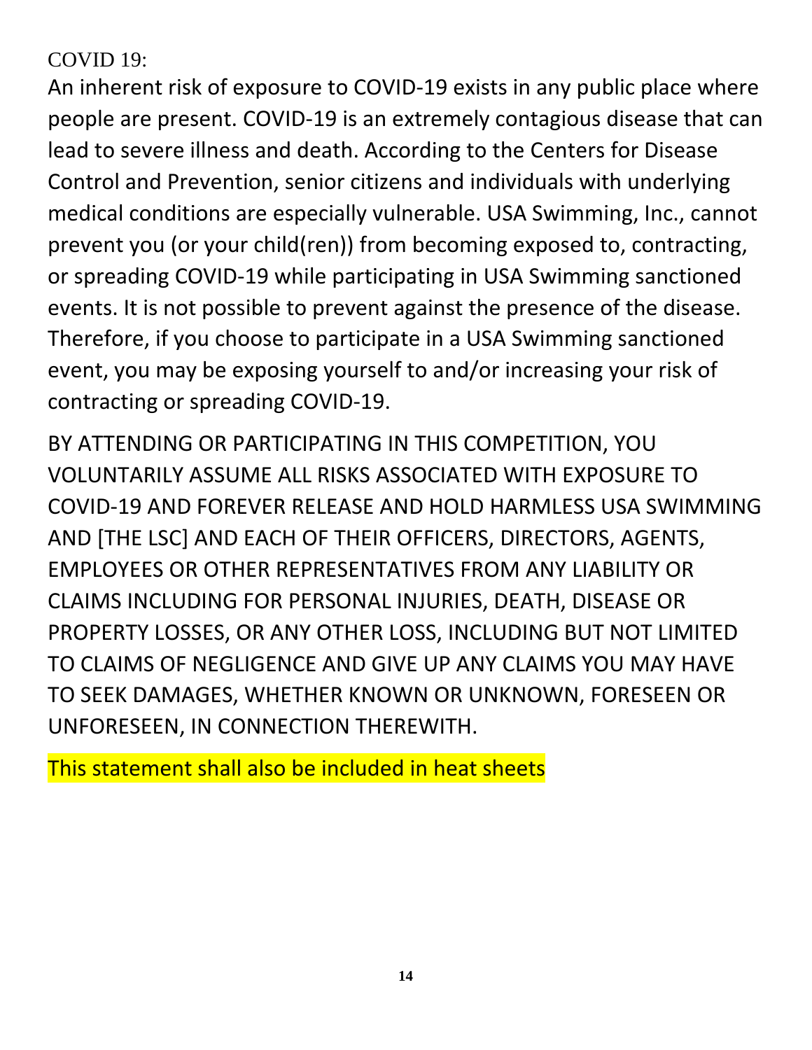COVID 19:

An inherent risk of exposure to COVID-19 exists in any public place where people are present. COVID-19 is an extremely contagious disease that can lead to severe illness and death. According to the Centers for Disease Control and Prevention, senior citizens and individuals with underlying medical conditions are especially vulnerable. USA Swimming, Inc., cannot prevent you (or your child(ren)) from becoming exposed to, contracting, or spreading COVID-19 while participating in USA Swimming sanctioned events. It is not possible to prevent against the presence of the disease. Therefore, if you choose to participate in a USA Swimming sanctioned event, you may be exposing yourself to and/or increasing your risk of contracting or spreading COVID-19.

BY ATTENDING OR PARTICIPATING IN THIS COMPETITION, YOU VOLUNTARILY ASSUME ALL RISKS ASSOCIATED WITH EXPOSURE TO COVID-19 AND FOREVER RELEASE AND HOLD HARMLESS USA SWIMMING AND [THE LSC] AND EACH OF THEIR OFFICERS, DIRECTORS, AGENTS, EMPLOYEES OR OTHER REPRESENTATIVES FROM ANY LIABILITY OR CLAIMS INCLUDING FOR PERSONAL INJURIES, DEATH, DISEASE OR PROPERTY LOSSES, OR ANY OTHER LOSS, INCLUDING BUT NOT LIMITED TO CLAIMS OF NEGLIGENCE AND GIVE UP ANY CLAIMS YOU MAY HAVE TO SEEK DAMAGES, WHETHER KNOWN OR UNKNOWN, FORESEEN OR UNFORESEEN, IN CONNECTION THEREWITH.

This statement shall also be included in heat sheets